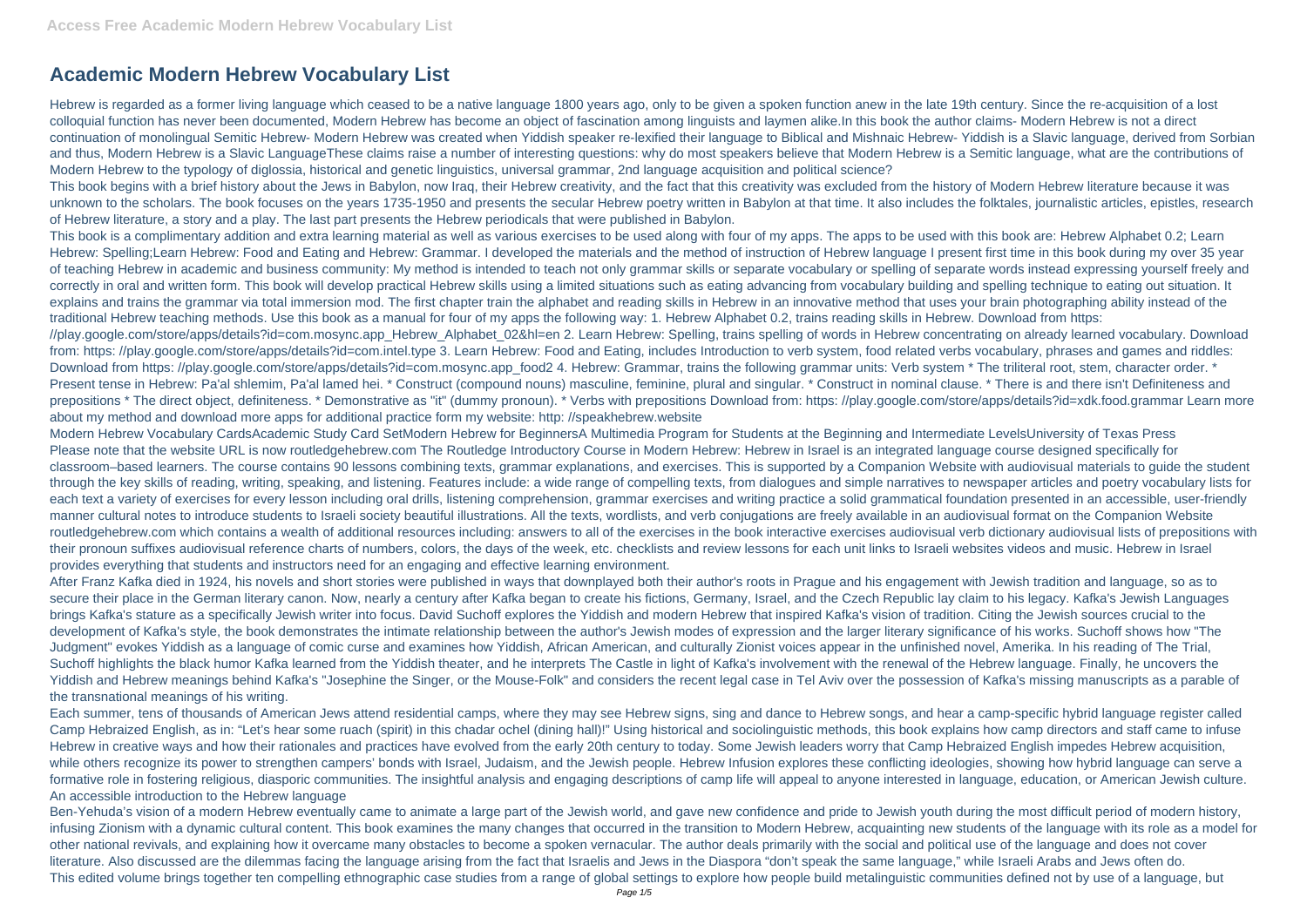# Academic Modern Hebrew Vocabulary List

Hebrew is regarded as a former living language which ceased to be a native language 1800 years ago, only to be given a spoken function anew in the late 19th century. Since the re-acquisition of a lost colloquial function has never been documented, Modern Hebrew has become an object of fascination among linguists and laymen alike.In this book the author claims- Modern Hebrew is not a direct continuation of monolingual Semitic Hebrew- Modern Hebrew was created when Yiddish speaker re-lexified their language to Biblical and Mishnaic Hebrew- Yiddish is a Slavic language, derived from Sorbian and thus, Modern Hebrew is a Slavic LanguageThese claims raise a number of interesting questions: why do most speakers believe that Modern Hebrew is a Semitic language, what are the contributions of Modern Hebrew to the typology of diglossia, historical and genetic linguistics, universal grammar, 2nd language acquisition and political science?

This book begins with a brief history about the Jews in Babylon, now Iraq, their Hebrew creativity, and the fact that this creativity was excluded from the history of Modern Hebrew literature because it was unknown to the scholars. The book focuses on the years 1735-1950 and presents the secular Hebrew poetry written in Babylon at that time. It also includes the folktales, journalistic articles, epistles, research of Hebrew literature, a story and a play. The last part presents the Hebrew periodicals that were published in Babylon.

This book is a complimentary addition and extra learning material as well as various exercises to be used along with four of my apps. The apps to be used with this book are: Hebrew Alphabet 0.2; Learn Hebrew: Spelling;Learn Hebrew: Food and Eating and Hebrew: Grammar. I developed the materials and the method of instruction of Hebrew language I present first time in this book during my over 35 year of teaching Hebrew in academic and business community: My method is intended to teach not only grammar skills or separate vocabulary or spelling of separate words instead expressing yourself freely and correctly in oral and written form. This book will develop practical Hebrew skills using a limited situations such as eating advancing from vocabulary building and spelling technique to eating out situation. It explains and trains the grammar via total immersion mod. The first chapter train the alphabet and reading skills in Hebrew in an innovative method that uses your brain photographing ability instead of the traditional Hebrew teaching methods. Use this book as a manual for four of my apps the following way: 1. Hebrew Alphabet 0.2, trains reading skills in Hebrew. Download from https: //play.google.com/store/apps/details?id=com.mosync.app_Hebrew_Alphabet_02&hl=en 2. Learn Hebrew: Spelling, trains spelling of words in Hebrew concentrating on already learned vocabulary. Download from: https: //play.google.com/store/apps/details?id=com.intel.type 3. Learn Hebrew: Food and Eating, includes Introduction to verb system, food related verbs vocabulary, phrases and games and riddles: Download from https: //play.google.com/store/apps/details?id=com.mosync.app_food2 4. Hebrew: Grammar, trains the following grammar units: Verb system * The triliteral root, stem, character order. * Present tense in Hebrew: Pa'al shlemim, Pa'al lamed hei. * Construct (compound nouns) masculine, feminine, plural and singular. * Construct in nominal clause. * There is and there isn't Definiteness and prepositions * The direct object, definiteness. * Demonstrative as "it" (dummy pronoun). * Verbs with prepositions Download from: https: //play.google.com/store/apps/details?id=xdk.food.grammar Learn more about my method and download more apps for additional practice form my website: http: //speakhebrew.website

Modern Hebrew Vocabulary CardsAcademic Study Card SetModern Hebrew for BeginnersA Multimedia Program for Students at the Beginning and Intermediate LevelsUniversity of Texas Press

Please note that the website URL is now routledgehebrew.com The Routledge Introductory Course in Modern Hebrew: Hebrew in Israel is an integrated language course designed specifically for classroom–based learners. The course contains 90 lessons combining texts, grammar explanations, and exercises. This is supported by a Companion Website with audiovisual materials to guide the student through the key skills of reading, writing, speaking, and listening. Features include: a wide range of compelling texts, from dialogues and simple narratives to newspaper articles and poetry vocabulary lists for each text a variety of exercises for every lesson including oral drills, listening comprehension, grammar exercises and writing practice a solid grammatical foundation presented in an accessible, user-friendly manner cultural notes to introduce students to Israeli society beautiful illustrations. All the texts, wordlists, and verb conjugations are freely available in an audiovisual format on the Companion Website routledgehebrew.com which contains a wealth of additional resources including: answers to all of the exercises in the book interactive exercises audiovisual verb dictionary audiovisual lists of prepositions with their pronoun suffixes audiovisual reference charts of numbers, colors, the days of the week, etc. checklists and review lessons for each unit links to Israeli websites videos and music. Hebrew in Israel provides everything that students and instructors need for an engaging and effective learning environment.

After Franz Kafka died in 1924, his novels and short stories were published in ways that downplayed both their author's roots in Prague and his engagement with Jewish tradition and language, so as to secure their place in the German literary canon. Now, nearly a century after Kafka began to create his fictions, Germany, Israel, and the Czech Republic lay claim to his legacy. Kafka's Jewish Languages brings Kafka's stature as a specifically Jewish writer into focus. David Suchoff explores the Yiddish and modern Hebrew that inspired Kafka's vision of tradition. Citing the Jewish sources crucial to the development of Kafka's style, the book demonstrates the intimate relationship between the author's Jewish modes of expression and the larger literary significance of his works. Suchoff shows how "The Judgment" evokes Yiddish as a language of comic curse and examines how Yiddish, African American, and culturally Zionist voices appear in the unfinished novel, Amerika. In his reading of The Trial, Suchoff highlights the black humor Kafka learned from the Yiddish theater, and he interprets The Castle in light of Kafka's involvement with the renewal of the Hebrew language. Finally, he uncovers the Yiddish and Hebrew meanings behind Kafka's "Josephine the Singer, or the Mouse-Folk" and considers the recent legal case in Tel Aviv over the possession of Kafka's missing manuscripts as a parable of the transnational meanings of his writing.

Each summer, tens of thousands of American Jews attend residential camps, where they may see Hebrew signs, sing and dance to Hebrew songs, and hear a camp-specific hybrid language register called Camp Hebraized English, as in: "Let's hear some ruach (spirit) in this chadar ochel (dining hall)!" Using historical and sociolinguistic methods, this book explains how camp directors and staff came to infuse Hebrew in creative ways and how their rationales and practices have evolved from the early 20th century to today. Some Jewish leaders worry that Camp Hebraized English impedes Hebrew acquisition, while others recognize its power to strengthen campers' bonds with Israel, Judaism, and the Jewish people. Hebrew Infusion explores these conflicting ideologies, showing how hybrid language can serve a formative role in fostering religious, diasporic communities. The insightful analysis and engaging descriptions of camp life will appeal to anyone interested in language, education, or American Jewish culture.

An accessible introduction to the Hebrew language

Ben-Yehuda's vision of a modern Hebrew eventually came to animate a large part of the Jewish world, and gave new confidence and pride to Jewish youth during the most difficult period of modern history, infusing Zionism with a dynamic cultural content. This book examines the many changes that occurred in the transition to Modern Hebrew, acquainting new students of the language with its role as a model for other national revivals, and explaining how it overcame many obstacles to become a spoken vernacular. The author deals primarily with the social and political use of the language and does not cover literature. Also discussed are the dilemmas facing the language arising from the fact that Israelis and Jews in the Diaspora "don't speak the same language," while Israeli Arabs and Jews often do.

This edited volume brings together ten compelling ethnographic case studies from a range of global settings to explore how people build metalinguistic communities defined not by use of a language, but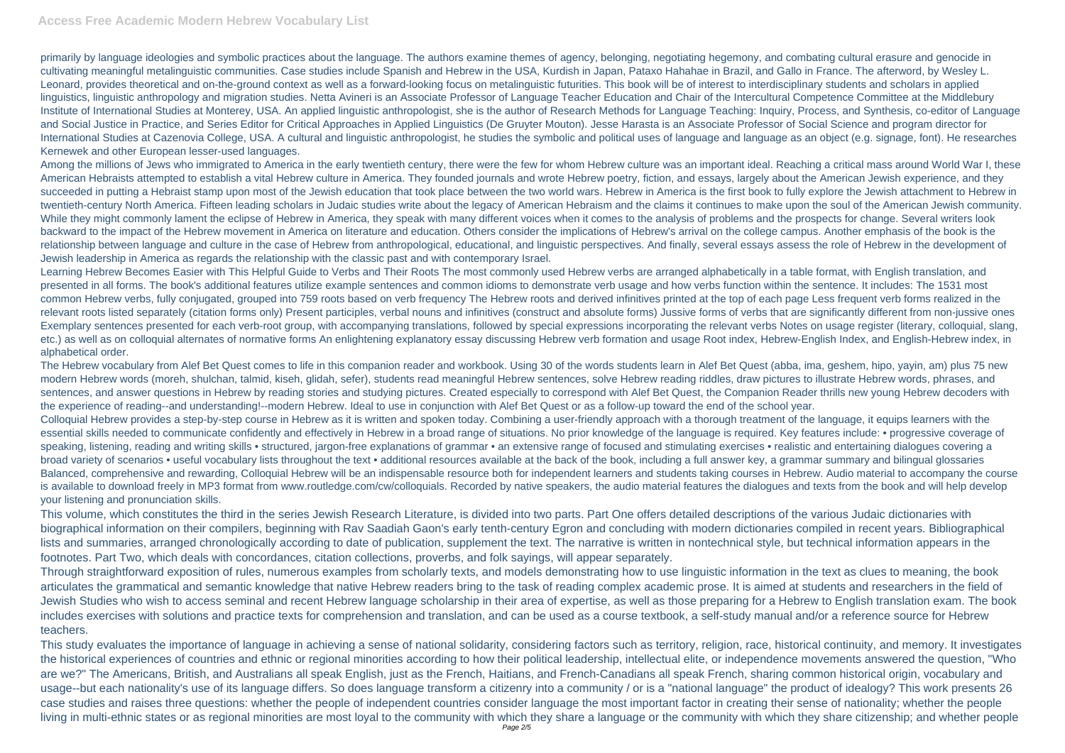primarily by language ideologies and symbolic practices about the language. The authors examine themes of agency, belonging, negotiating hegemony, and combating cultural erasure and genocide in cultivating meaningful metalinguistic communities. Case studies include Spanish and Hebrew in the USA, Kurdish in Japan, Pataxo Hahahae in Brazil, and Gallo in France. The afterword, by Wesley L. Leonard, provides theoretical and on-the-ground context as well as a forward-looking focus on metalinguistic futurities. This book will be of interest to interdisciplinary students and scholars in applied linguistics, linguistic anthropology and migration studies. Netta Avineri is an Associate Professor of Language Teacher Education and Chair of the Intercultural Competence Committee at the Middlebury Institute of International Studies at Monterey, USA. An applied linguistic anthropologist, she is the author of Research Methods for Language Teaching: Inquiry, Process, and Synthesis, co-editor of Language and Social Justice in Practice, and Series Editor for Critical Approaches in Applied Linguistics (De Gruyter Mouton). Jesse Harasta is an Associate Professor of Social Science and program director for International Studies at Cazenovia College, USA. A cultural and linguistic anthropologist, he studies the symbolic and political uses of language and language as an object (e.g. signage, font). He researches Kernewek and other European lesser-used languages.

Among the millions of Jews who immigrated to America in the early twentieth century, there were the few for whom Hebrew culture was an important ideal. Reaching a critical mass around World War I, these American Hebraists attempted to establish a vital Hebrew culture in America. They founded journals and wrote Hebrew poetry, fiction, and essays, largely about the American Jewish experience, and they succeeded in putting a Hebraist stamp upon most of the Jewish education that took place between the two world wars. Hebrew in America is the first book to fully explore the Jewish attachment to Hebrew in twentieth-century North America. Fifteen leading scholars in Judaic studies write about the legacy of American Hebraism and the claims it continues to make upon the soul of the American Jewish community. While they might commonly lament the eclipse of Hebrew in America, they speak with many different voices when it comes to the analysis of problems and the prospects for change. Several writers look backward to the impact of the Hebrew movement in America on literature and education. Others consider the implications of Hebrew's arrival on the college campus. Another emphasis of the book is the relationship between language and culture in the case of Hebrew from anthropological, educational, and linguistic perspectives. And finally, several essays assess the role of Hebrew in the development of Jewish leadership in America as regards the relationship with the classic past and with contemporary Israel.

Learning Hebrew Becomes Easier with This Helpful Guide to Verbs and Their Roots The most commonly used Hebrew verbs are arranged alphabetically in a table format, with English translation, and presented in all forms. The book's additional features utilize example sentences and common idioms to demonstrate verb usage and how verbs function within the sentence. It includes: The 1531 most common Hebrew verbs, fully conjugated, grouped into 759 roots based on verb frequency The Hebrew roots and derived infinitives printed at the top of each page Less frequent verb forms realized in the relevant roots listed separately (citation forms only) Present participles, verbal nouns and infinitives (construct and absolute forms) Jussive forms of verbs that are significantly different from non-jussive ones Exemplary sentences presented for each verb-root group, with accompanying translations, followed by special expressions incorporating the relevant verbs Notes on usage register (literary, colloquial, slang, etc.) as well as on colloquial alternates of normative forms An enlightening explanatory essay discussing Hebrew verb formation and usage Root index, Hebrew-English Index, and English-Hebrew index, in alphabetical order.

The Hebrew vocabulary from Alef Bet Quest comes to life in this companion reader and workbook. Using 30 of the words students learn in Alef Bet Quest (abba, ima, geshem, hipo, yayin, am) plus 75 new modern Hebrew words (moreh, shulchan, talmid, kiseh, glidah, sefer), students read meaningful Hebrew sentences, solve Hebrew reading riddles, draw pictures to illustrate Hebrew words, phrases, and sentences, and answer questions in Hebrew by reading stories and studying pictures. Created especially to correspond with Alef Bet Quest, the Companion Reader thrills new young Hebrew decoders with the experience of reading--and understanding!--modern Hebrew. Ideal to use in conjunction with Alef Bet Quest or as a follow-up toward the end of the school year.

Colloquial Hebrew provides a step-by-step course in Hebrew as it is written and spoken today. Combining a user-friendly approach with a thorough treatment of the language, it equips learners with the essential skills needed to communicate confidently and effectively in Hebrew in a broad range of situations. No prior knowledge of the language is required. Key features include: • progressive coverage of speaking, listening, reading and writing skills • structured, jargon-free explanations of grammar • an extensive range of focused and stimulating exercises • realistic and entertaining dialogues covering a broad variety of scenarios • useful vocabulary lists throughout the text • additional resources available at the back of the book, including a full answer key, a grammar summary and bilingual glossaries Balanced, comprehensive and rewarding, Colloquial Hebrew will be an indispensable resource both for independent learners and students taking courses in Hebrew. Audio material to accompany the course is available to download freely in MP3 format from www.routledge.com/cw/colloquials. Recorded by native speakers, the audio material features the dialogues and texts from the book and will help develop your listening and pronunciation skills.

This volume, which constitutes the third in the series Jewish Research Literature, is divided into two parts. Part One offers detailed descriptions of the various Judaic dictionaries with biographical information on their compilers, beginning with Rav Saadiah Gaon's early tenth-century Egron and concluding with modern dictionaries compiled in recent years. Bibliographical lists and summaries, arranged chronologically according to date of publication, supplement the text. The narrative is written in nontechnical style, but technical information appears in the footnotes. Part Two, which deals with concordances, citation collections, proverbs, and folk sayings, will appear separately.

Through straightforward exposition of rules, numerous examples from scholarly texts, and models demonstrating how to use linguistic information in the text as clues to meaning, the book articulates the grammatical and semantic knowledge that native Hebrew readers bring to the task of reading complex academic prose. It is aimed at students and researchers in the field of Jewish Studies who wish to access seminal and recent Hebrew language scholarship in their area of expertise, as well as those preparing for a Hebrew to English translation exam. The book includes exercises with solutions and practice texts for comprehension and translation, and can be used as a course textbook, a self-study manual and/or a reference source for Hebrew teachers.

This study evaluates the importance of language in achieving a sense of national solidarity, considering factors such as territory, religion, race, historical continuity, and memory. It investigates the historical experiences of countries and ethnic or regional minorities according to how their political leadership, intellectual elite, or independence movements answered the question, "Who are we?" The Americans, British, and Australians all speak English, just as the French, Haitians, and French-Canadians all speak French, sharing common historical origin, vocabulary and usage--but each nationality's use of its language differs. So does language transform a citizenry into a community / or is a "national language" the product of idealogy? This work presents 26 case studies and raises three questions: whether the people of independent countries consider language the most important factor in creating their sense of nationality; whether the people living in multi-ethnic states or as regional minorities are most loyal to the community with which they share a language or the community with which they share citizenship; and whether people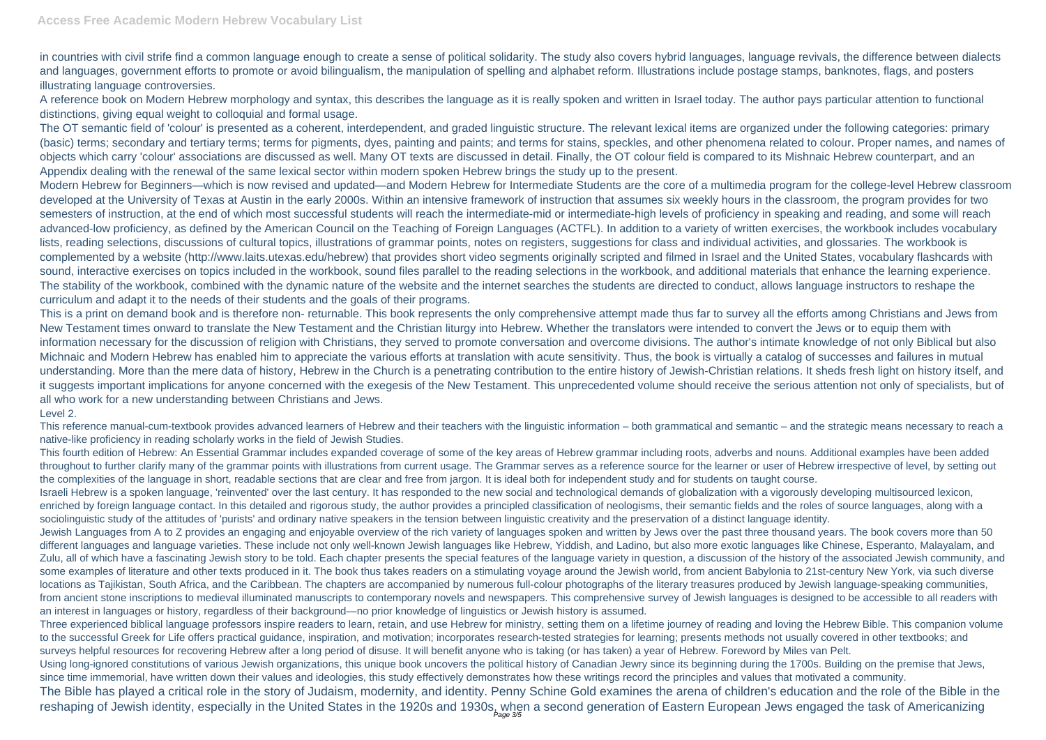in countries with civil strife find a common language enough to create a sense of political solidarity. The study also covers hybrid languages, language revivals, the difference between dialects and languages, government efforts to promote or avoid bilingualism, the manipulation of spelling and alphabet reform. Illustrations include postage stamps, banknotes, flags, and posters illustrating language controversies.

A reference book on Modern Hebrew morphology and syntax, this describes the language as it is really spoken and written in Israel today. The author pays particular attention to functional distinctions, giving equal weight to colloquial and formal usage.

The OT semantic field of 'colour' is presented as a coherent, interdependent, and graded linguistic structure. The relevant lexical items are organized under the following categories: primary (basic) terms; secondary and tertiary terms; terms for pigments, dyes, painting and paints; and terms for stains, speckles, and other phenomena related to colour. Proper names, and names of objects which carry 'colour' associations are discussed as well. Many OT texts are discussed in detail. Finally, the OT colour field is compared to its Mishnaic Hebrew counterpart, and an Appendix dealing with the renewal of the same lexical sector within modern spoken Hebrew brings the study up to the present.

Modern Hebrew for Beginners—which is now revised and updated—and Modern Hebrew for Intermediate Students are the core of a multimedia program for the college-level Hebrew classroom developed at the University of Texas at Austin in the early 2000s. Within an intensive framework of instruction that assumes six weekly hours in the classroom, the program provides for two semesters of instruction, at the end of which most successful students will reach the intermediate-mid or intermediate-high levels of proficiency in speaking and reading, and some will reach advanced-low proficiency, as defined by the American Council on the Teaching of Foreign Languages (ACTFL). In addition to a variety of written exercises, the workbook includes vocabulary lists, reading selections, discussions of cultural topics, illustrations of grammar points, notes on registers, suggestions for class and individual activities, and glossaries. The workbook is complemented by a website (http://www.laits.utexas.edu/hebrew) that provides short video segments originally scripted and filmed in Israel and the United States, vocabulary flashcards with sound, interactive exercises on topics included in the workbook, sound files parallel to the reading selections in the workbook, and additional materials that enhance the learning experience. The stability of the workbook, combined with the dynamic nature of the website and the internet searches the students are directed to conduct, allows language instructors to reshape the curriculum and adapt it to the needs of their students and the goals of their programs.

This is a print on demand book and is therefore non- returnable. This book represents the only comprehensive attempt made thus far to survey all the efforts among Christians and Jews from New Testament times onward to translate the New Testament and the Christian liturgy into Hebrew. Whether the translators were intended to convert the Jews or to equip them with information necessary for the discussion of religion with Christians, they served to promote conversation and overcome divisions. The author's intimate knowledge of not only Biblical but also Michnaic and Modern Hebrew has enabled him to appreciate the various efforts at translation with acute sensitivity. Thus, the book is virtually a catalog of successes and failures in mutual understanding. More than the mere data of history, Hebrew in the Church is a penetrating contribution to the entire history of Jewish-Christian relations. It sheds fresh light on history itself, and it suggests important implications for anyone concerned with the exegesis of the New Testament. This unprecedented volume should receive the serious attention not only of specialists, but of all who work for a new understanding between Christians and Jews.

Level 2.

This reference manual-cum-textbook provides advanced learners of Hebrew and their teachers with the linguistic information – both grammatical and semantic – and the strategic means necessary to reach a native-like proficiency in reading scholarly works in the field of Jewish Studies.

This fourth edition of Hebrew: An Essential Grammar includes expanded coverage of some of the key areas of Hebrew grammar including roots, adverbs and nouns. Additional examples have been added throughout to further clarify many of the grammar points with illustrations from current usage. The Grammar serves as a reference source for the learner or user of Hebrew irrespective of level, by setting out the complexities of the language in short, readable sections that are clear and free from jargon. It is ideal both for independent study and for students on taught course.

Israeli Hebrew is a spoken language, 'reinvented' over the last century. It has responded to the new social and technological demands of globalization with a vigorously developing multisourced lexicon, enriched by foreign language contact. In this detailed and rigorous study, the author provides a principled classification of neologisms, their semantic fields and the roles of source languages, along with a sociolinguistic study of the attitudes of 'purists' and ordinary native speakers in the tension between linguistic creativity and the preservation of a distinct language identity.

Jewish Languages from A to Z provides an engaging and enjoyable overview of the rich variety of languages spoken and written by Jews over the past three thousand years. The book covers more than 50 different languages and language varieties. These include not only well-known Jewish languages like Hebrew, Yiddish, and Ladino, but also more exotic languages like Chinese, Esperanto, Malayalam, and Zulu, all of which have a fascinating Jewish story to be told. Each chapter presents the special features of the language variety in question, a discussion of the history of the associated Jewish community, and some examples of literature and other texts produced in it. The book thus takes readers on a stimulating voyage around the Jewish world, from ancient Babylonia to 21st-century New York, via such diverse locations as Tajikistan, South Africa, and the Caribbean. The chapters are accompanied by numerous full-colour photographs of the literary treasures produced by Jewish language-speaking communities, from ancient stone inscriptions to medieval illuminated manuscripts to contemporary novels and newspapers. This comprehensive survey of Jewish languages is designed to be accessible to all readers with an interest in languages or history, regardless of their background—no prior knowledge of linguistics or Jewish history is assumed.

Three experienced biblical language professors inspire readers to learn, retain, and use Hebrew for ministry, setting them on a lifetime journey of reading and loving the Hebrew Bible. This companion volume to the successful Greek for Life offers practical guidance, inspiration, and motivation; incorporates research-tested strategies for learning; presents methods not usually covered in other textbooks; and surveys helpful resources for recovering Hebrew after a long period of disuse. It will benefit anyone who is taking (or has taken) a year of Hebrew. Foreword by Miles van Pelt.

Using long-ignored constitutions of various Jewish organizations, this unique book uncovers the political history of Canadian Jewry since its beginning during the 1700s. Building on the premise that Jews, since time immemorial, have written down their values and ideologies, this study effectively demonstrates how these writings record the principles and values that motivated a community.

The Bible has played a critical role in the story of Judaism, modernity, and identity. Penny Schine Gold examines the arena of children's education and the role of the Bible in the reshaping of Jewish identity, especially in the United States in the 1920s and 1930s, when a second generation of Eastern European Jews engaged the task of Americanizing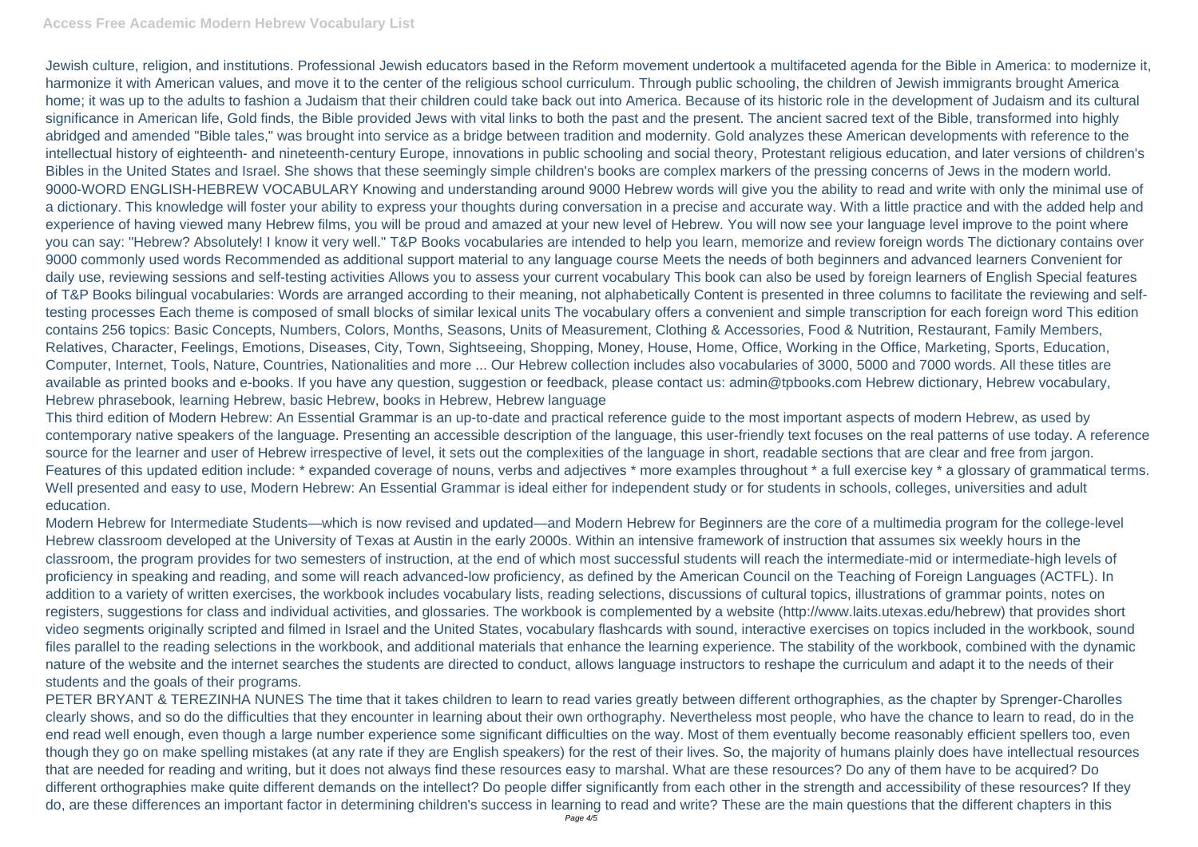Jewish culture, religion, and institutions. Professional Jewish educators based in the Reform movement undertook a multifaceted agenda for the Bible in America: to modernize it, harmonize it with American values, and move it to the center of the religious school curriculum. Through public schooling, the children of Jewish immigrants brought America home; it was up to the adults to fashion a Judaism that their children could take back out into America. Because of its historic role in the development of Judaism and its cultural significance in American life, Gold finds, the Bible provided Jews with vital links to both the past and the present. The ancient sacred text of the Bible, transformed into highly abridged and amended "Bible tales," was brought into service as a bridge between tradition and modernity. Gold analyzes these American developments with reference to the intellectual history of eighteenth- and nineteenth-century Europe, innovations in public schooling and social theory, Protestant religious education, and later versions of children's Bibles in the United States and Israel. She shows that these seemingly simple children's books are complex markers of the pressing concerns of Jews in the modern world.

9000-WORD ENGLISH-HEBREW VOCABULARY Knowing and understanding around 9000 Hebrew words will give you the ability to read and write with only the minimal use of a dictionary. This knowledge will foster your ability to express your thoughts during conversation in a precise and accurate way. With a little practice and with the added help and experience of having viewed many Hebrew films, you will be proud and amazed at your new level of Hebrew. You will now see your language level improve to the point where you can say: "Hebrew? Absolutely! I know it very well." T&P Books vocabularies are intended to help you learn, memorize and review foreign words The dictionary contains over 9000 commonly used words Recommended as additional support material to any language course Meets the needs of both beginners and advanced learners Convenient for daily use, reviewing sessions and self-testing activities Allows you to assess your current vocabulary This book can also be used by foreign learners of English Special features of T&P Books bilingual vocabularies: Words are arranged according to their meaning, not alphabetically Content is presented in three columns to facilitate the reviewing and self-testing processes Each theme is composed of small blocks of similar lexical units The vocabulary offers a convenient and simple transcription for each foreign word This edition contains 256 topics: Basic Concepts, Numbers, Colors, Months, Seasons, Units of Measurement, Clothing & Accessories, Food & Nutrition, Restaurant, Family Members, Relatives, Character, Feelings, Emotions, Diseases, City, Town, Sightseeing, Shopping, Money, House, Home, Office, Working in the Office, Marketing, Sports, Education, Computer, Internet, Tools, Nature, Countries, Nationalities and more ... Our Hebrew collection includes also vocabularies of 3000, 5000 and 7000 words. All these titles are available as printed books and e-books. If you have any question, suggestion or feedback, please contact us: admin@tpbooks.com Hebrew dictionary, Hebrew vocabulary, Hebrew phrasebook, learning Hebrew, basic Hebrew, books in Hebrew, Hebrew language

This third edition of Modern Hebrew: An Essential Grammar is an up-to-date and practical reference guide to the most important aspects of modern Hebrew, as used by contemporary native speakers of the language. Presenting an accessible description of the language, this user-friendly text focuses on the real patterns of use today. A reference source for the learner and user of Hebrew irrespective of level, it sets out the complexities of the language in short, readable sections that are clear and free from jargon. Features of this updated edition include: * expanded coverage of nouns, verbs and adjectives * more examples throughout * a full exercise key * a glossary of grammatical terms. Well presented and easy to use, Modern Hebrew: An Essential Grammar is ideal either for independent study or for students in schools, colleges, universities and adult education.

Modern Hebrew for Intermediate Students—which is now revised and updated—and Modern Hebrew for Beginners are the core of a multimedia program for the college-level Hebrew classroom developed at the University of Texas at Austin in the early 2000s. Within an intensive framework of instruction that assumes six weekly hours in the classroom, the program provides for two semesters of instruction, at the end of which most successful students will reach the intermediate-mid or intermediate-high levels of proficiency in speaking and reading, and some will reach advanced-low proficiency, as defined by the American Council on the Teaching of Foreign Languages (ACTFL). In addition to a variety of written exercises, the workbook includes vocabulary lists, reading selections, discussions of cultural topics, illustrations of grammar points, notes on registers, suggestions for class and individual activities, and glossaries. The workbook is complemented by a website (http://www.laits.utexas.edu/hebrew) that provides short video segments originally scripted and filmed in Israel and the United States, vocabulary flashcards with sound, interactive exercises on topics included in the workbook, sound files parallel to the reading selections in the workbook, and additional materials that enhance the learning experience. The stability of the workbook, combined with the dynamic nature of the website and the internet searches the students are directed to conduct, allows language instructors to reshape the curriculum and adapt it to the needs of their students and the goals of their programs.

PETER BRYANT & TEREZINHA NUNES The time that it takes children to learn to read varies greatly between different orthographies, as the chapter by Sprenger-Charolles clearly shows, and so do the difficulties that they encounter in learning about their own orthography. Nevertheless most people, who have the chance to learn to read, do in the end read well enough, even though a large number experience some significant difficulties on the way. Most of them eventually become reasonably efficient spellers too, even though they go on make spelling mistakes (at any rate if they are English speakers) for the rest of their lives. So, the majority of humans plainly does have intellectual resources that are needed for reading and writing, but it does not always find these resources easy to marshal. What are these resources? Do any of them have to be acquired? Do different orthographies make quite different demands on the intellect? Do people differ significantly from each other in the strength and accessibility of these resources? If they do, are these differences an important factor in determining children's success in learning to read and write? These are the main questions that the different chapters in this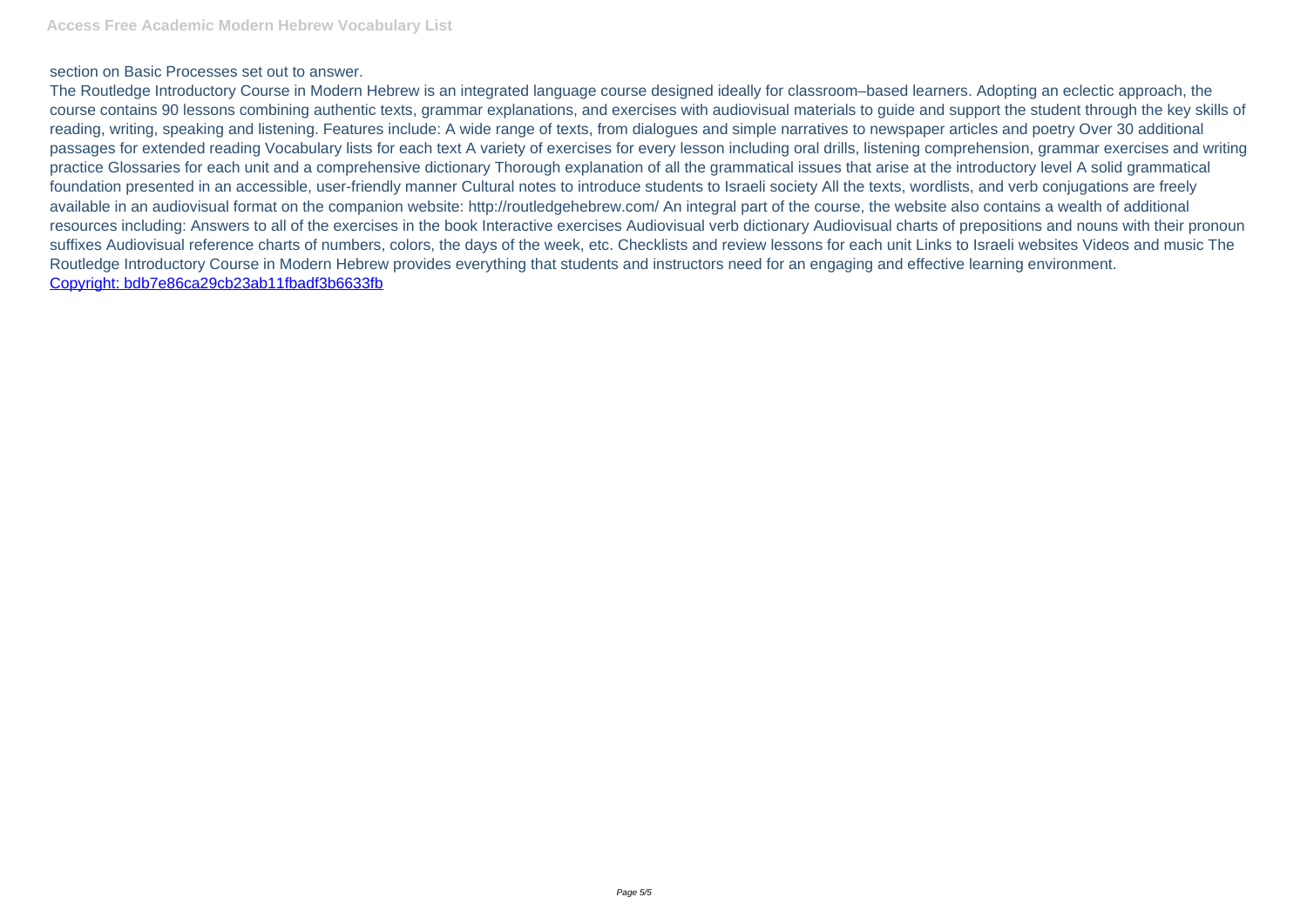section on Basic Processes set out to answer.

The Routledge Introductory Course in Modern Hebrew is an integrated language course designed ideally for classroom–based learners. Adopting an eclectic approach, the course contains 90 lessons combining authentic texts, grammar explanations, and exercises with audiovisual materials to guide and support the student through the key skills of reading, writing, speaking and listening. Features include: A wide range of texts, from dialogues and simple narratives to newspaper articles and poetry Over 30 additional passages for extended reading Vocabulary lists for each text A variety of exercises for every lesson including oral drills, listening comprehension, grammar exercises and writing practice Glossaries for each unit and a comprehensive dictionary Thorough explanation of all the grammatical issues that arise at the introductory level A solid grammatical foundation presented in an accessible, user-friendly manner Cultural notes to introduce students to Israeli society All the texts, wordlists, and verb conjugations are freely available in an audiovisual format on the companion website: http://routledgehebrew.com/ An integral part of the course, the website also contains a wealth of additional resources including: Answers to all of the exercises in the book Interactive exercises Audiovisual verb dictionary Audiovisual charts of prepositions and nouns with their pronoun suffixes Audiovisual reference charts of numbers, colors, the days of the week, etc. Checklists and review lessons for each unit Links to Israeli websites Videos and music The Routledge Introductory Course in Modern Hebrew provides everything that students and instructors need for an engaging and effective learning environment.

Copyright: bdb7e86ca29cb23ab11fbadf3b6633fb